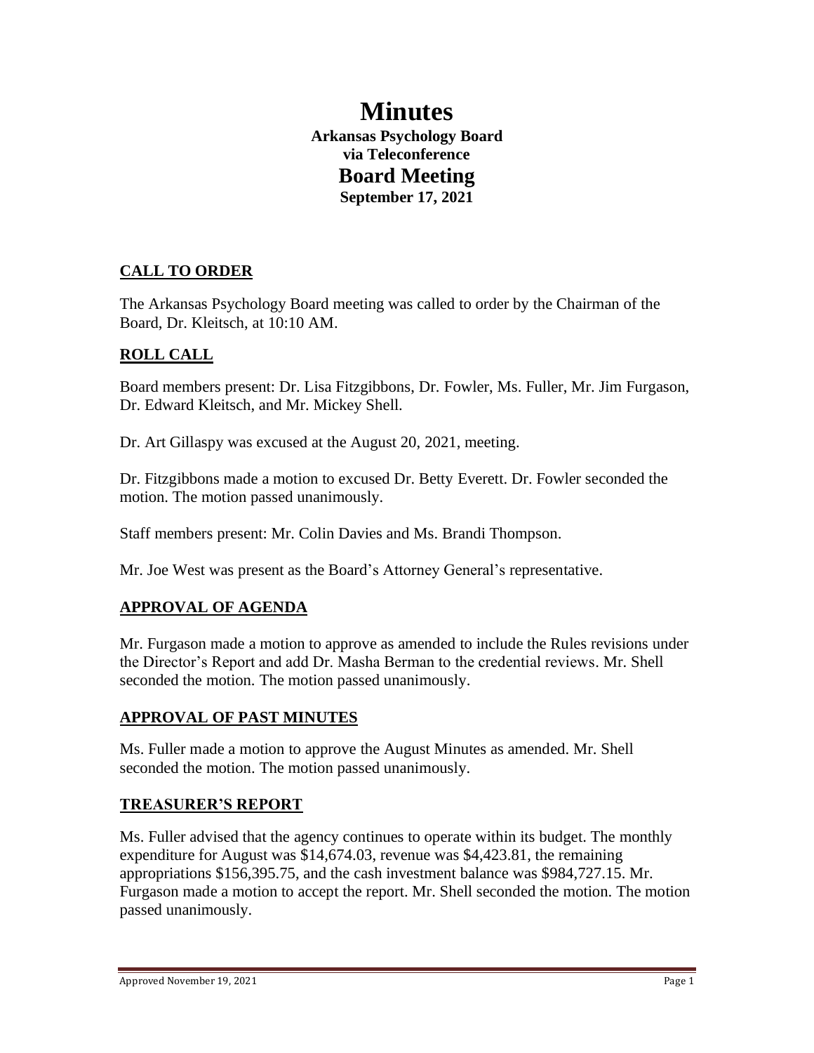# Minutes

**Arkansas Psychology Board**
**via Teleconference**

## Board Meeting

**September 17, 2021**

## CALL TO ORDER

The Arkansas Psychology Board meeting was called to order by the Chairman of the Board, Dr. Kleitsch, at 10:10 AM.

## ROLL CALL

Board members present: Dr. Lisa Fitzgibbons, Dr. Fowler, Ms. Fuller, Mr. Jim Furgason, Dr. Edward Kleitsch, and Mr. Mickey Shell.

Dr. Art Gillaspy was excused at the August 20, 2021, meeting.

Dr. Fitzgibbons made a motion to excused Dr. Betty Everett. Dr. Fowler seconded the motion. The motion passed unanimously.

Staff members present: Mr. Colin Davies and Ms. Brandi Thompson.

Mr. Joe West was present as the Board's Attorney General's representative.

## APPROVAL OF AGENDA

Mr. Furgason made a motion to approve as amended to include the Rules revisions under the Director's Report and add Dr. Masha Berman to the credential reviews. Mr. Shell seconded the motion. The motion passed unanimously.

## APPROVAL OF PAST MINUTES

Ms. Fuller made a motion to approve the August Minutes as amended. Mr. Shell seconded the motion. The motion passed unanimously.

## TREASURER'S REPORT

Ms. Fuller advised that the agency continues to operate within its budget. The monthly expenditure for August was $14,674.03, revenue was $4,423.81, the remaining appropriations $156,395.75, and the cash investment balance was $984,727.15. Mr. Furgason made a motion to accept the report. Mr. Shell seconded the motion. The motion passed unanimously.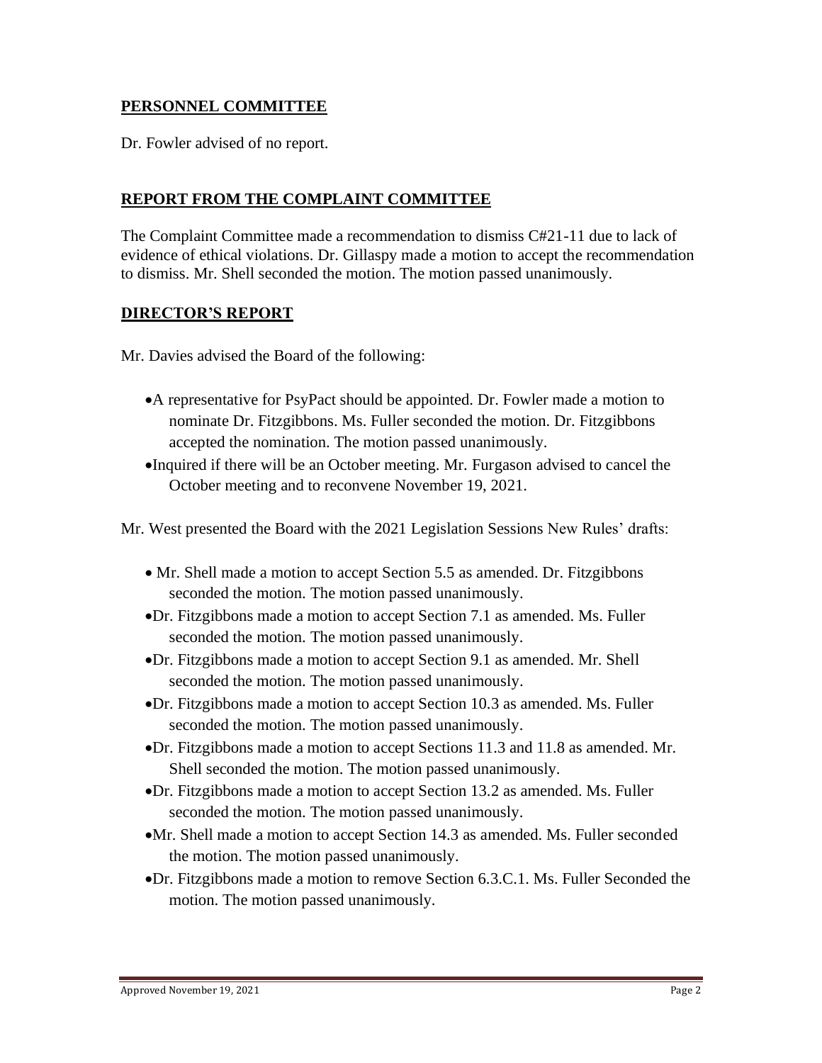## PERSONNEL COMMITTEE

Dr. Fowler advised of no report.

## REPORT FROM THE COMPLAINT COMMITTEE

The Complaint Committee made a recommendation to dismiss C#21-11 due to lack of evidence of ethical violations. Dr. Gillaspy made a motion to accept the recommendation to dismiss. Mr. Shell seconded the motion. The motion passed unanimously.

## DIRECTOR'S REPORT

Mr. Davies advised the Board of the following:

- A representative for PsyPact should be appointed. Dr. Fowler made a motion to nominate Dr. Fitzgibbons. Ms. Fuller seconded the motion. Dr. Fitzgibbons accepted the nomination. The motion passed unanimously.
- Inquired if there will be an October meeting. Mr. Furgason advised to cancel the October meeting and to reconvene November 19, 2021.

Mr. West presented the Board with the 2021 Legislation Sessions New Rules' drafts:

- Mr. Shell made a motion to accept Section 5.5 as amended. Dr. Fitzgibbons seconded the motion. The motion passed unanimously.
- Dr. Fitzgibbons made a motion to accept Section 7.1 as amended. Ms. Fuller seconded the motion. The motion passed unanimously.
- Dr. Fitzgibbons made a motion to accept Section 9.1 as amended. Mr. Shell seconded the motion. The motion passed unanimously.
- Dr. Fitzgibbons made a motion to accept Section 10.3 as amended. Ms. Fuller seconded the motion. The motion passed unanimously.
- Dr. Fitzgibbons made a motion to accept Sections 11.3 and 11.8 as amended. Mr. Shell seconded the motion. The motion passed unanimously.
- Dr. Fitzgibbons made a motion to accept Section 13.2 as amended. Ms. Fuller seconded the motion. The motion passed unanimously.
- Mr. Shell made a motion to accept Section 14.3 as amended. Ms. Fuller seconded the motion. The motion passed unanimously.
- Dr. Fitzgibbons made a motion to remove Section 6.3.C.1. Ms. Fuller Seconded the motion. The motion passed unanimously.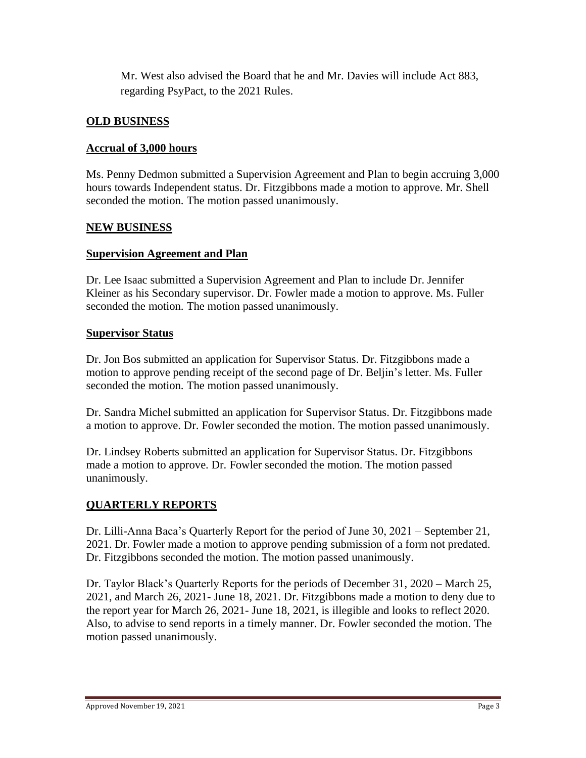Mr. West also advised the Board that he and Mr. Davies will include Act 883, regarding PsyPact, to the 2021 Rules.

## OLD BUSINESS

### Accrual of 3,000 hours

Ms. Penny Dedmon submitted a Supervision Agreement and Plan to begin accruing 3,000 hours towards Independent status. Dr. Fitzgibbons made a motion to approve. Mr. Shell seconded the motion. The motion passed unanimously.

## NEW BUSINESS

### Supervision Agreement and Plan

Dr. Lee Isaac submitted a Supervision Agreement and Plan to include Dr. Jennifer Kleiner as his Secondary supervisor. Dr. Fowler made a motion to approve. Ms. Fuller seconded the motion. The motion passed unanimously.

### Supervisor Status

Dr. Jon Bos submitted an application for Supervisor Status. Dr. Fitzgibbons made a motion to approve pending receipt of the second page of Dr. Beljin's letter. Ms. Fuller seconded the motion. The motion passed unanimously.

Dr. Sandra Michel submitted an application for Supervisor Status. Dr. Fitzgibbons made a motion to approve. Dr. Fowler seconded the motion. The motion passed unanimously.

Dr. Lindsey Roberts submitted an application for Supervisor Status. Dr. Fitzgibbons made a motion to approve. Dr. Fowler seconded the motion. The motion passed unanimously.

## QUARTERLY REPORTS

Dr. Lilli-Anna Baca's Quarterly Report for the period of June 30, 2021 – September 21, 2021. Dr. Fowler made a motion to approve pending submission of a form not predated. Dr. Fitzgibbons seconded the motion. The motion passed unanimously.

Dr. Taylor Black's Quarterly Reports for the periods of December 31, 2020 – March 25, 2021, and March 26, 2021- June 18, 2021. Dr. Fitzgibbons made a motion to deny due to the report year for March 26, 2021- June 18, 2021, is illegible and looks to reflect 2020. Also, to advise to send reports in a timely manner. Dr. Fowler seconded the motion. The motion passed unanimously.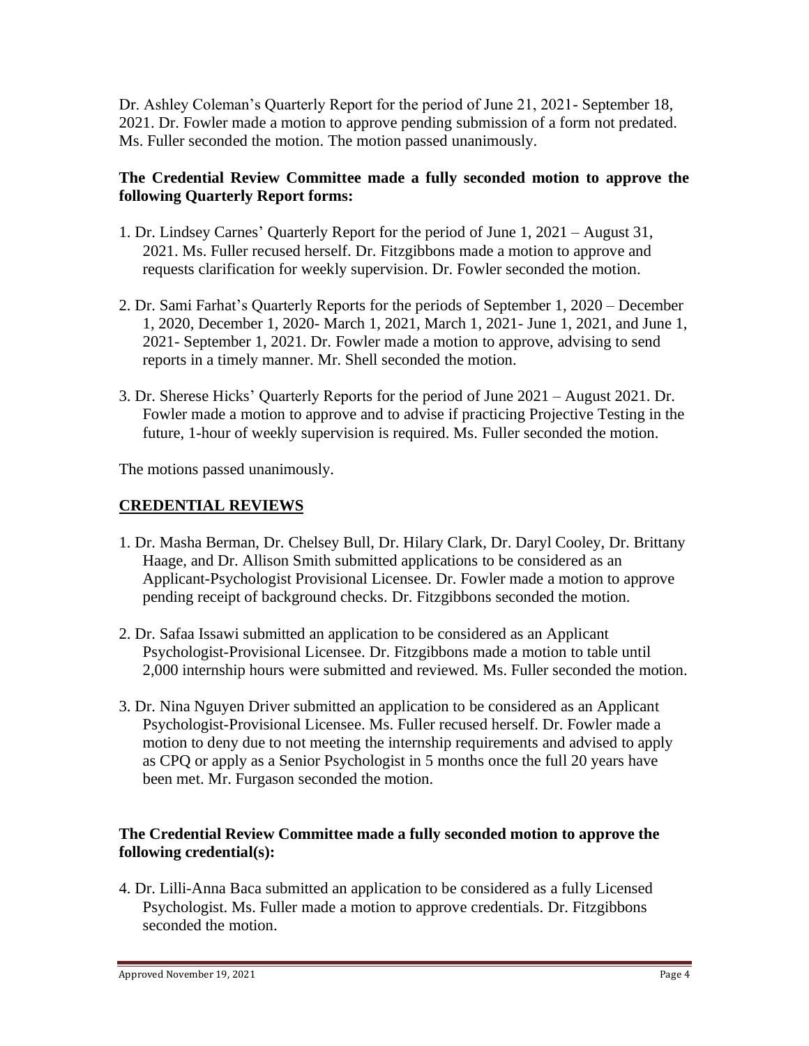Dr. Ashley Coleman's Quarterly Report for the period of June 21, 2021- September 18, 2021. Dr. Fowler made a motion to approve pending submission of a form not predated. Ms. Fuller seconded the motion. The motion passed unanimously.

**The Credential Review Committee made a fully seconded motion to approve the following Quarterly Report forms:**

1. Dr. Lindsey Carnes' Quarterly Report for the period of June 1, 2021 – August 31, 2021. Ms. Fuller recused herself. Dr. Fitzgibbons made a motion to approve and requests clarification for weekly supervision. Dr. Fowler seconded the motion.

2. Dr. Sami Farhat's Quarterly Reports for the periods of September 1, 2020 – December 1, 2020, December 1, 2020- March 1, 2021, March 1, 2021- June 1, 2021, and June 1, 2021- September 1, 2021. Dr. Fowler made a motion to approve, advising to send reports in a timely manner. Mr. Shell seconded the motion.

3. Dr. Sherese Hicks' Quarterly Reports for the period of June 2021 – August 2021. Dr. Fowler made a motion to approve and to advise if practicing Projective Testing in the future, 1-hour of weekly supervision is required. Ms. Fuller seconded the motion.

The motions passed unanimously.

## CREDENTIAL REVIEWS

1. Dr. Masha Berman, Dr. Chelsey Bull, Dr. Hilary Clark, Dr. Daryl Cooley, Dr. Brittany Haage, and Dr. Allison Smith submitted applications to be considered as an Applicant-Psychologist Provisional Licensee. Dr. Fowler made a motion to approve pending receipt of background checks. Dr. Fitzgibbons seconded the motion.

2. Dr. Safaa Issawi submitted an application to be considered as an Applicant Psychologist-Provisional Licensee. Dr. Fitzgibbons made a motion to table until 2,000 internship hours were submitted and reviewed. Ms. Fuller seconded the motion.

3. Dr. Nina Nguyen Driver submitted an application to be considered as an Applicant Psychologist-Provisional Licensee. Ms. Fuller recused herself. Dr. Fowler made a motion to deny due to not meeting the internship requirements and advised to apply as CPQ or apply as a Senior Psychologist in 5 months once the full 20 years have been met. Mr. Furgason seconded the motion.

**The Credential Review Committee made a fully seconded motion to approve the following credential(s):**

4. Dr. Lilli-Anna Baca submitted an application to be considered as a fully Licensed Psychologist. Ms. Fuller made a motion to approve credentials. Dr. Fitzgibbons seconded the motion.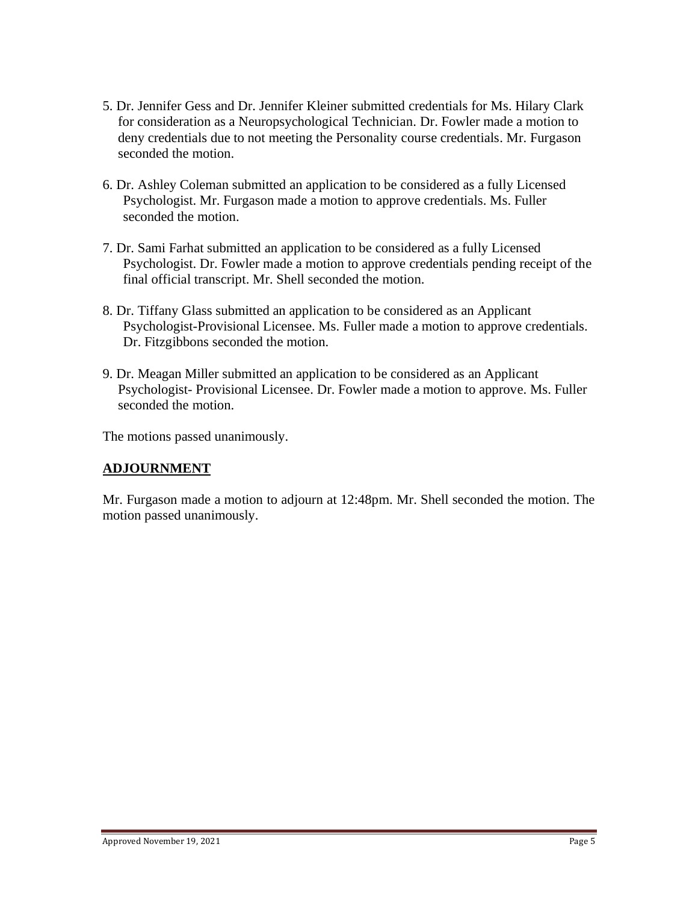5. Dr. Jennifer Gess and Dr. Jennifer Kleiner submitted credentials for Ms. Hilary Clark for consideration as a Neuropsychological Technician. Dr. Fowler made a motion to deny credentials due to not meeting the Personality course credentials. Mr. Furgason seconded the motion.

6. Dr. Ashley Coleman submitted an application to be considered as a fully Licensed Psychologist. Mr. Furgason made a motion to approve credentials. Ms. Fuller seconded the motion.

7. Dr. Sami Farhat submitted an application to be considered as a fully Licensed Psychologist. Dr. Fowler made a motion to approve credentials pending receipt of the final official transcript. Mr. Shell seconded the motion.

8. Dr. Tiffany Glass submitted an application to be considered as an Applicant Psychologist-Provisional Licensee. Ms. Fuller made a motion to approve credentials. Dr. Fitzgibbons seconded the motion.

9. Dr. Meagan Miller submitted an application to be considered as an Applicant Psychologist- Provisional Licensee. Dr. Fowler made a motion to approve. Ms. Fuller seconded the motion.

The motions passed unanimously.

## **ADJOURNMENT**

Mr. Furgason made a motion to adjourn at 12:48pm. Mr. Shell seconded the motion. The motion passed unanimously.